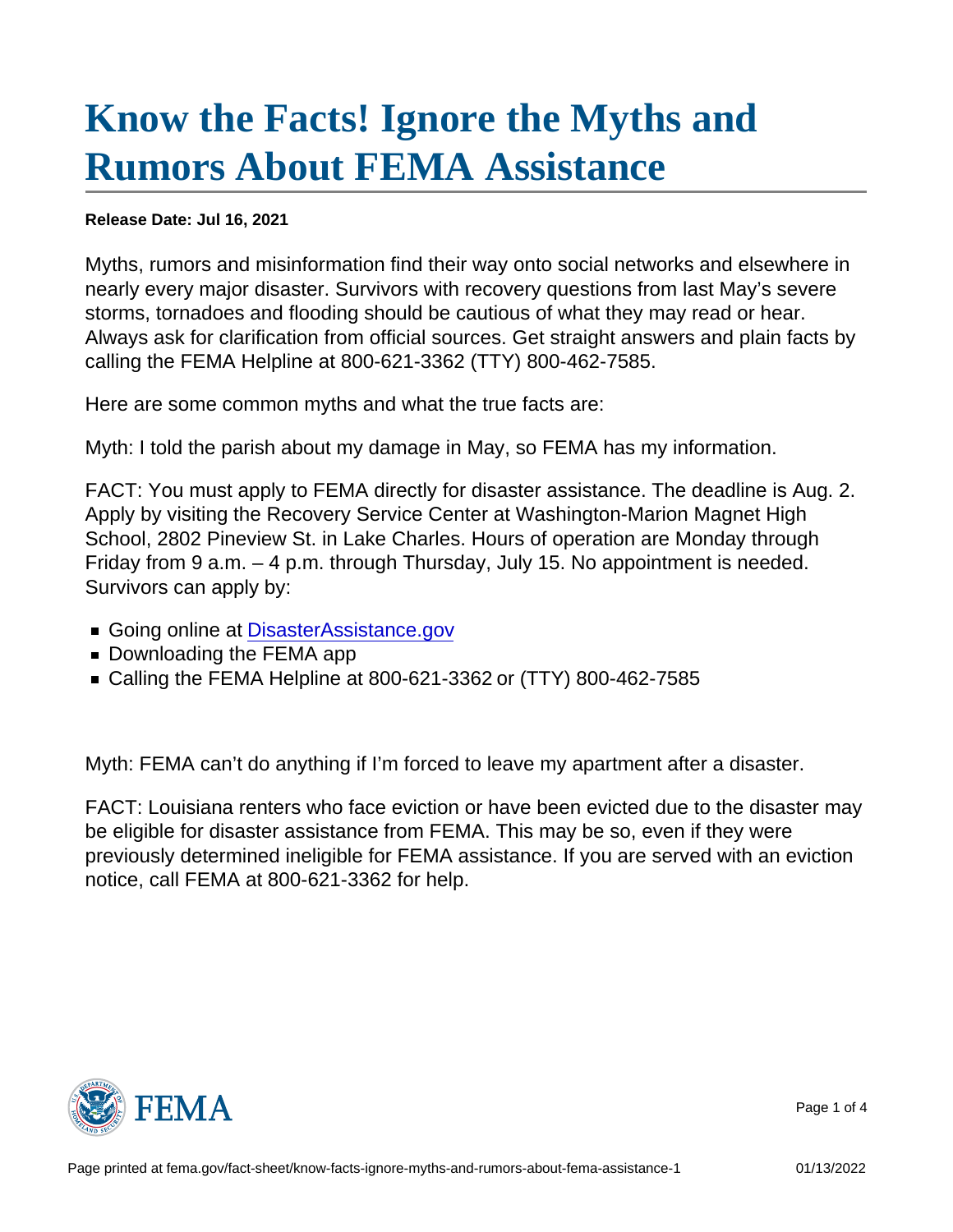# Know the Facts! Ignore the Myths and Rumors About FEMA Assistance

**Release Date: Jul 16, 2021**

Myths, rumors and misinformation find their way onto social networks and elsewhere in nearly every major disaster. Survivors with recovery questions from last May's severe storms, tornadoes and flooding should be cautious of what they may read or hear. Always ask for clarification from official sources. Get straight answers and plain facts by calling the FEMA Helpline at 800-621-3362 (TTY) 800-462-7585.

Here are some common myths and what the true facts are:

Myth: I told the parish about my damage in May, so FEMA has my information.

FACT: You must apply to FEMA directly for disaster assistance. The deadline is Aug. 2. Apply by visiting the Recovery Service Center at Washington-Marion Magnet High School, 2802 Pineview St. in Lake Charles. Hours of operation are Monday through Friday from 9 a.m. – 4 p.m. through Thursday, July 15. No appointment is needed. Survivors can apply by:

- Going online at [DisasterAssistance.gov](DisasterAssistance.gov)
- Downloading the FEMA app
- Calling the FEMA Helpline at 800-621-3362 or (TTY) 800-462-7585

Myth: FEMA can't do anything if I'm forced to leave my apartment after a disaster.

FACT: Louisiana renters who face eviction or have been evicted due to the disaster may be eligible for disaster assistance from FEMA. This may be so, even if they were previously determined ineligible for FEMA assistance. If you are served with an eviction notice, call FEMA at 800-621-3362 for help.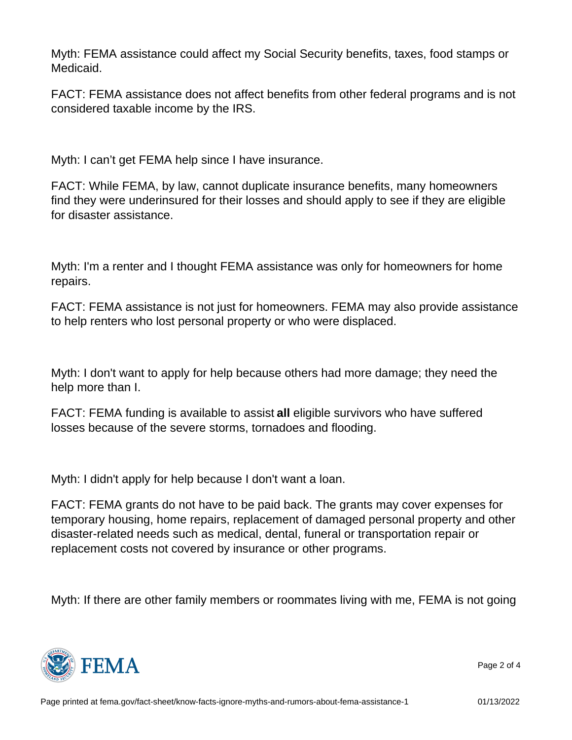Myth: FEMA assistance could affect my Social Security benefits, taxes, food stamps or Medicaid.

FACT: FEMA assistance does not affect benefits from other federal programs and is not considered taxable income by the IRS.

Myth: I can't get FEMA help since I have insurance.

FACT: While FEMA, by law, cannot duplicate insurance benefits, many homeowners find they were underinsured for their losses and should apply to see if they are eligible for disaster assistance.

Myth: I'm a renter and I thought FEMA assistance was only for homeowners for home repairs.

FACT: FEMA assistance is not just for homeowners. FEMA may also provide assistance to help renters who lost personal property or who were displaced.

Myth: I don't want to apply for help because others had more damage; they need the help more than I.

FACT: FEMA funding is available to assist **all** eligible survivors who have suffered losses because of the severe storms, tornadoes and flooding.

Myth: I didn't apply for help because I don't want a loan.

FACT: FEMA grants do not have to be paid back. The grants may cover expenses for temporary housing, home repairs, replacement of damaged personal property and other disaster-related needs such as medical, dental, funeral or transportation repair or replacement costs not covered by insurance or other programs.

Myth: If there are other family members or roommates living with me, FEMA is not going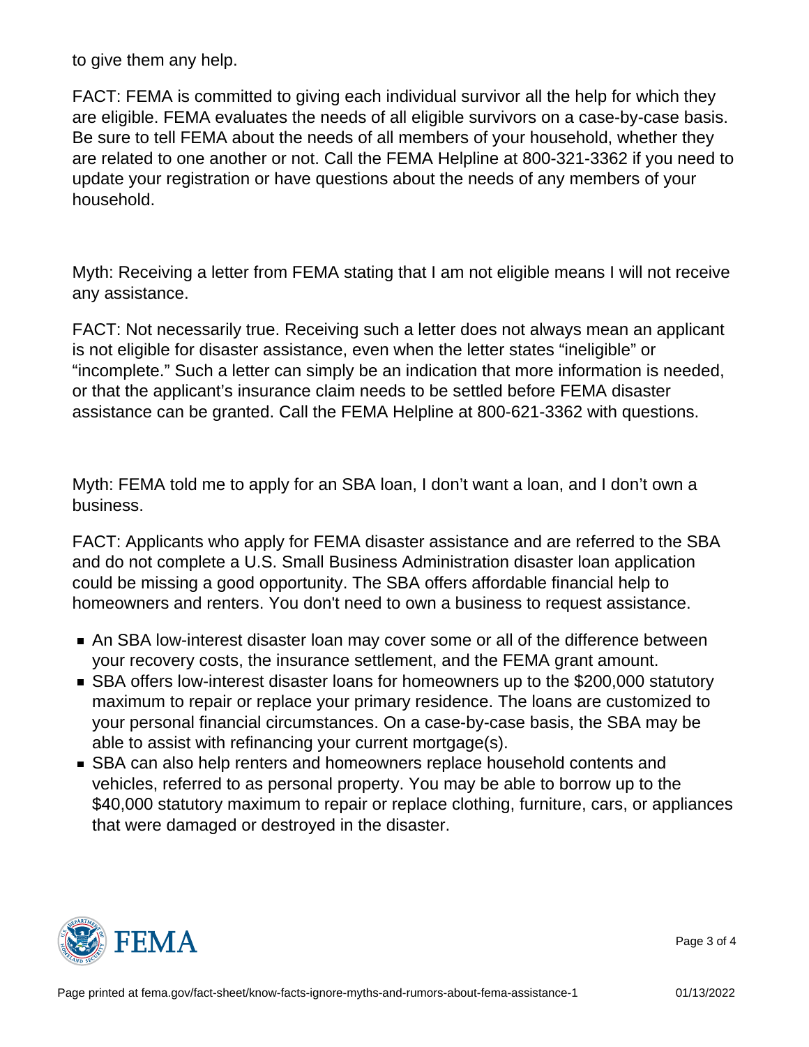to give them any help.

FACT: FEMA is committed to giving each individual survivor all the help for which they are eligible. FEMA evaluates the needs of all eligible survivors on a case-by-case basis. Be sure to tell FEMA about the needs of all members of your household, whether they are related to one another or not. Call the FEMA Helpline at 800-321-3362 if you need to update your registration or have questions about the needs of any members of your household.

Myth: Receiving a letter from FEMA stating that I am not eligible means I will not receive any assistance.

FACT: Not necessarily true. Receiving such a letter does not always mean an applicant is not eligible for disaster assistance, even when the letter states “ineligible” or “incomplete.” Such a letter can simply be an indication that more information is needed, or that the applicant’s insurance claim needs to be settled before FEMA disaster assistance can be granted. Call the FEMA Helpline at 800-621-3362 with questions.

Myth: FEMA told me to apply for an SBA loan, I don’t want a loan, and I don’t own a business.

FACT: Applicants who apply for FEMA disaster assistance and are referred to the SBA and do not complete a U.S. Small Business Administration disaster loan application could be missing a good opportunity. The SBA offers affordable financial help to homeowners and renters. You don't need to own a business to request assistance.

- An SBA low-interest disaster loan may cover some or all of the difference between your recovery costs, the insurance settlement, and the FEMA grant amount.
- SBA offers low-interest disaster loans for homeowners up to the $200,000 statutory maximum to repair or replace your primary residence. The loans are customized to your personal financial circumstances. On a case-by-case basis, the SBA may be able to assist with refinancing your current mortgage(s).
- SBA can also help renters and homeowners replace household contents and vehicles, referred to as personal property. You may be able to borrow up to the $40,000 statutory maximum to repair or replace clothing, furniture, cars, or appliances that were damaged or destroyed in the disaster.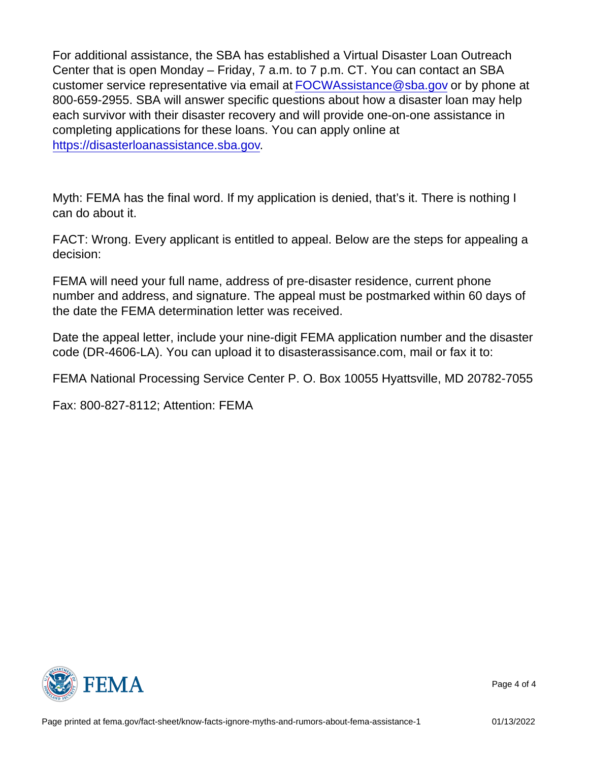For additional assistance, the SBA has established a Virtual Disaster Loan Outreach Center that is open Monday – Friday, 7 a.m. to 7 p.m. CT. You can contact an SBA customer service representative via email at FOCWAssistance@sba.gov or by phone at 800-659-2955. SBA will answer specific questions about how a disaster loan may help each survivor with their disaster recovery and will provide one-on-one assistance in completing applications for these loans. You can apply online at https://disasterloanassistance.sba.gov.

Myth: FEMA has the final word. If my application is denied, that's it. There is nothing I can do about it.

FACT: Wrong. Every applicant is entitled to appeal. Below are the steps for appealing a decision:

FEMA will need your full name, address of pre-disaster residence, current phone number and address, and signature. The appeal must be postmarked within 60 days of the date the FEMA determination letter was received.

Date the appeal letter, include your nine-digit FEMA application number and the disaster code (DR-4606-LA). You can upload it to disasterassisance.com, mail or fax it to:

FEMA National Processing Service Center P. O. Box 10055 Hyattsville, MD 20782-7055

Fax: 800-827-8112; Attention: FEMA